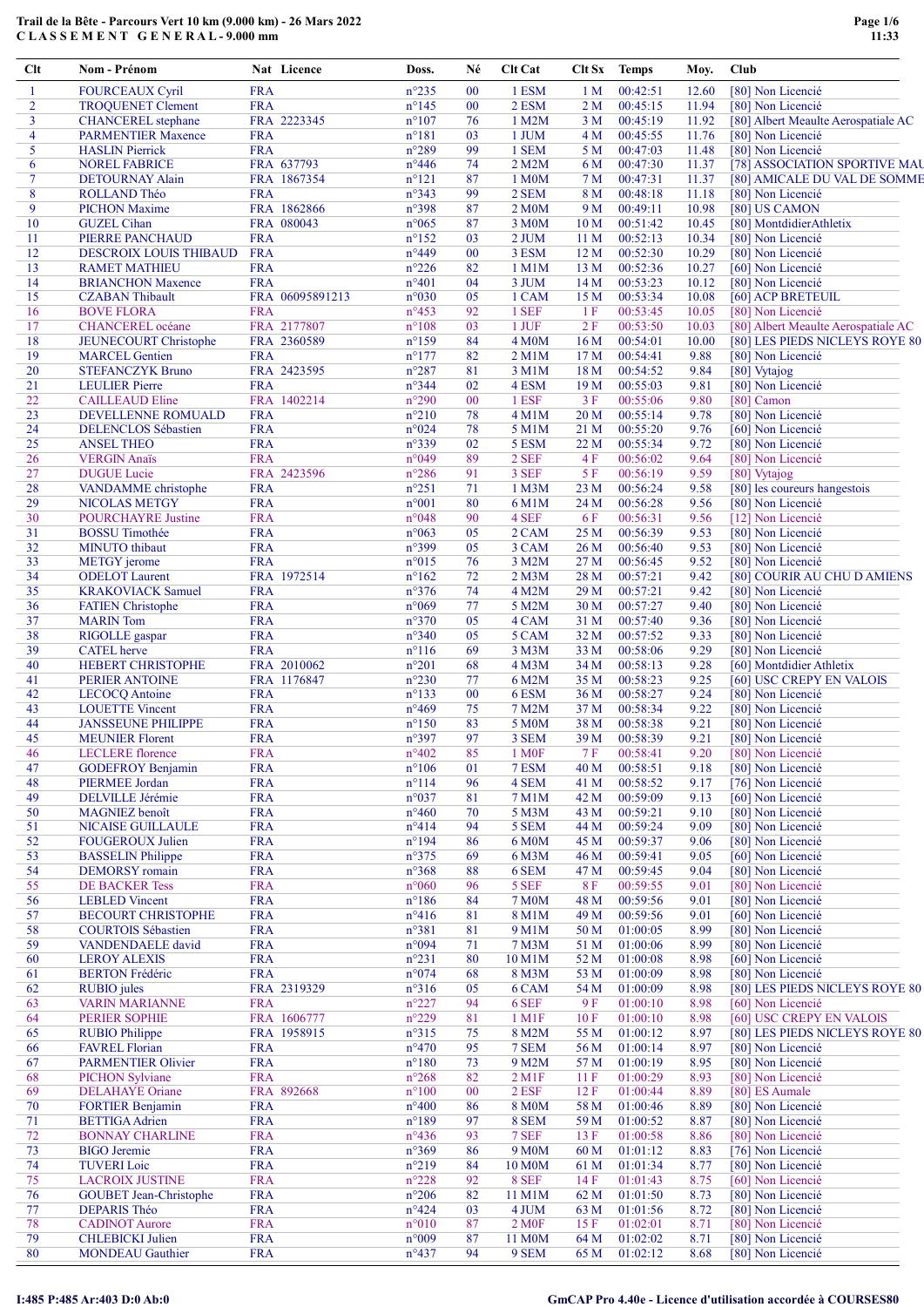# Trail de la Bête - Parcours Vert 10 km (9.000 km) - 26 Mars 2022

## C L A S S E M E N T G E N E R A L - 9.000 mm

| Clt | Nom - Prénom | Nat | Licence | Doss. | Né | Clt Cat | Clt Sx | Temps | Moy. | Club |
|---|---|---|---|---|---|---|---|---|---|---|
| 1 | FOURCEAUX Cyril | FRA | | n°235 | 00 | 1 ESM | 1 M | 00:42:51 | 12.60 | [80] Non Licencié |
| 2 | TROQUENET Clement | FRA | | n°145 | 00 | 2 ESM | 2 M | 00:45:15 | 11.94 | [80] Non Licencié |
| 3 | CHANCEREL stephane | FRA | 2223345 | n°107 | 76 | 1 M2M | 3 M | 00:45:19 | 11.92 | [80] Albert Meaulte Aerospatiale AC |
| 4 | PARMENTIER Maxence | FRA | | n°181 | 03 | 1 JUM | 4 M | 00:45:55 | 11.76 | [80] Non Licencié |
| 5 | HASLIN Pierrick | FRA | | n°289 | 99 | 1 SEM | 5 M | 00:47:03 | 11.48 | [80] Non Licencié |
| 6 | NOREL FABRICE | FRA | 637793 | n°446 | 74 | 2 M2M | 6 M | 00:47:30 | 11.37 | [78] ASSOCIATION SPORTIVE MAU |
| 7 | DETOURNAY Alain | FRA | 1867354 | n°121 | 87 | 1 M0M | 7 M | 00:47:31 | 11.37 | [80] AMICALE DU VAL DE SOMME |
| 8 | ROLLAND Théo | FRA | | n°343 | 99 | 2 SEM | 8 M | 00:48:18 | 11.18 | [80] Non Licencié |
| 9 | PICHON Maxime | FRA | 1862866 | n°398 | 87 | 2 M0M | 9 M | 00:49:11 | 10.98 | [80] US CAMON |
| 10 | GUZEL Cihan | FRA | 080043 | n°065 | 87 | 3 M0M | 10 M | 00:51:42 | 10.45 | [80] MontdidierAthletix |
| 11 | PIERRE PANCHAUD | FRA | | n°152 | 03 | 2 JUM | 11 M | 00:52:13 | 10.34 | [80] Non Licencié |
| 12 | DESCROIX LOUIS THIBAUD | FRA | | n°449 | 00 | 3 ESM | 12 M | 00:52:30 | 10.29 | [80] Non Licencié |
| 13 | RAMET MATHIEU | FRA | | n°226 | 82 | 1 M1M | 13 M | 00:52:36 | 10.27 | [60] Non Licencié |
| 14 | BRIANCHON Maxence | FRA | | n°401 | 04 | 3 JUM | 14 M | 00:53:23 | 10.12 | [80] Non Licencié |
| 15 | CZABAN Thibault | FRA | 06095891213 | n°030 | 05 | 1 CAM | 15 M | 00:53:34 | 10.08 | [60] ACP BRETEUIL |
| 16 | BOVE FLORA | FRA | | n°453 | 92 | 1 SEF | 1 F | 00:53:45 | 10.05 | [80] Non Licencié |
| 17 | CHANCEREL océane | FRA | 2177807 | n°108 | 03 | 1 JUF | 2 F | 00:53:50 | 10.03 | [80] Albert Meaulte Aerospatiale AC |
| 18 | JEUNECOURT Christophe | FRA | 2360589 | n°159 | 84 | 4 M0M | 16 M | 00:54:01 | 10.00 | [80] LES PIEDS NICLEYS ROYE 80 |
| 19 | MARCEL Gentien | FRA | | n°177 | 82 | 2 M1M | 17 M | 00:54:41 | 9.88 | [80] Non Licencié |
| 20 | STEFANCZYK Bruno | FRA | 2423595 | n°287 | 81 | 3 M1M | 18 M | 00:54:52 | 9.84 | [80] Vytajog |
| 21 | LEULIER Pierre | FRA | | n°344 | 02 | 4 ESM | 19 M | 00:55:03 | 9.81 | [80] Non Licencié |
| 22 | CAILLEAUD Eline | FRA | 1402214 | n°290 | 00 | 1 ESF | 3 F | 00:55:06 | 9.80 | [80] Camon |
| 23 | DEVELLENNE ROMUALD | FRA | | n°210 | 78 | 4 M1M | 20 M | 00:55:14 | 9.78 | [80] Non Licencié |
| 24 | DELENCLOS Sébastien | FRA | | n°024 | 78 | 5 M1M | 21 M | 00:55:20 | 9.76 | [60] Non Licencié |
| 25 | ANSEL THEO | FRA | | n°339 | 02 | 5 ESM | 22 M | 00:55:34 | 9.72 | [80] Non Licencié |
| 26 | VERGIN Anaïs | FRA | | n°049 | 89 | 2 SEF | 4 F | 00:56:02 | 9.64 | [80] Non Licencié |
| 27 | DUGUE Lucie | FRA | 2423596 | n°286 | 91 | 3 SEF | 5 F | 00:56:19 | 9.59 | [80] Vytajog |
| 28 | VANDAMME christophe | FRA | | n°251 | 71 | 1 M3M | 23 M | 00:56:24 | 9.58 | [80] les coureurs hangestois |
| 29 | NICOLAS METGY | FRA | | n°001 | 80 | 6 M1M | 24 M | 00:56:28 | 9.56 | [80] Non Licencié |
| 30 | POURCHAYRE Justine | FRA | | n°048 | 90 | 4 SEF | 6 F | 00:56:31 | 9.56 | [12] Non Licencié |
| 31 | BOSSU Timothée | FRA | | n°063 | 05 | 2 CAM | 25 M | 00:56:39 | 9.53 | [80] Non Licencié |
| 32 | MINUTO thibaut | FRA | | n°399 | 05 | 3 CAM | 26 M | 00:56:40 | 9.53 | [80] Non Licencié |
| 33 | METGY jerome | FRA | | n°015 | 76 | 3 M2M | 27 M | 00:56:45 | 9.52 | [80] Non Licencié |
| 34 | ODELOT Laurent | FRA | 1972514 | n°162 | 72 | 2 M3M | 28 M | 00:57:21 | 9.42 | [80] COURIR AU CHU D AMIENS |
| 35 | KRAKOVIACK Samuel | FRA | | n°376 | 74 | 4 M2M | 29 M | 00:57:21 | 9.42 | [80] Non Licencié |
| 36 | FATIEN Christophe | FRA | | n°069 | 77 | 5 M2M | 30 M | 00:57:27 | 9.40 | [80] Non Licencié |
| 37 | MARIN Tom | FRA | | n°370 | 05 | 4 CAM | 31 M | 00:57:40 | 9.36 | [80] Non Licencié |
| 38 | RIGOLLE gaspar | FRA | | n°340 | 05 | 5 CAM | 32 M | 00:57:52 | 9.33 | [80] Non Licencié |
| 39 | CATEL herve | FRA | | n°116 | 69 | 3 M3M | 33 M | 00:58:06 | 9.29 | [80] Non Licencié |
| 40 | HEBERT CHRISTOPHE | FRA | 2010062 | n°201 | 68 | 4 M3M | 34 M | 00:58:13 | 9.28 | [60] Montdidier Athletix |
| 41 | PERIER ANTOINE | FRA | 1176847 | n°230 | 77 | 6 M2M | 35 M | 00:58:23 | 9.25 | [60] USC CREPY EN VALOIS |
| 42 | LECOCQ Antoine | FRA | | n°133 | 00 | 6 ESM | 36 M | 00:58:27 | 9.24 | [80] Non Licencié |
| 43 | LOUETTE Vincent | FRA | | n°469 | 75 | 7 M2M | 37 M | 00:58:34 | 9.22 | [80] Non Licencié |
| 44 | JANSSEUNE PHILIPPE | FRA | | n°150 | 83 | 5 M0M | 38 M | 00:58:38 | 9.21 | [80] Non Licencié |
| 45 | MEUNIER Florent | FRA | | n°397 | 97 | 3 SEM | 39 M | 00:58:39 | 9.21 | [80] Non Licencié |
| 46 | LECLERE florence | FRA | | n°402 | 85 | 1 M0F | 7 F | 00:58:41 | 9.20 | [80] Non Licencié |
| 47 | GODEFROY Benjamin | FRA | | n°106 | 01 | 7 ESM | 40 M | 00:58:51 | 9.18 | [80] Non Licencié |
| 48 | PIERMEE Jordan | FRA | | n°114 | 96 | 4 SEM | 41 M | 00:58:52 | 9.17 | [76] Non Licencié |
| 49 | DELVILLE Jérémie | FRA | | n°037 | 81 | 7 M1M | 42 M | 00:59:09 | 9.13 | [60] Non Licencié |
| 50 | MAGNIEZ benoît | FRA | | n°460 | 70 | 5 M3M | 43 M | 00:59:21 | 9.10 | [80] Non Licencié |
| 51 | NICAISE GUILLAULE | FRA | | n°414 | 94 | 5 SEM | 44 M | 00:59:24 | 9.09 | [80] Non Licencié |
| 52 | FOUGEROUX Julien | FRA | | n°194 | 86 | 6 M0M | 45 M | 00:59:37 | 9.06 | [80] Non Licencié |
| 53 | BASSELIN Philippe | FRA | | n°375 | 69 | 6 M3M | 46 M | 00:59:41 | 9.05 | [60] Non Licencié |
| 54 | DEMORSY romain | FRA | | n°368 | 88 | 6 SEM | 47 M | 00:59:45 | 9.04 | [80] Non Licencié |
| 55 | DE BACKER Tess | FRA | | n°060 | 96 | 5 SEF | 8 F | 00:59:55 | 9.01 | [80] Non Licencié |
| 56 | LEBLED Vincent | FRA | | n°186 | 84 | 7 M0M | 48 M | 00:59:56 | 9.01 | [80] Non Licencié |
| 57 | BECOURT CHRISTOPHE | FRA | | n°416 | 81 | 8 M1M | 49 M | 00:59:56 | 9.01 | [60] Non Licencié |
| 58 | COURTOIS Sébastien | FRA | | n°381 | 81 | 9 M1M | 50 M | 01:00:05 | 8.99 | [80] Non Licencié |
| 59 | VANDENDAELE david | FRA | | n°094 | 71 | 7 M3M | 51 M | 01:00:06 | 8.99 | [80] Non Licencié |
| 60 | LEROY ALEXIS | FRA | | n°231 | 80 | 10 M1M | 52 M | 01:00:08 | 8.98 | [60] Non Licencié |
| 61 | BERTON Frédéric | FRA | | n°074 | 68 | 8 M3M | 53 M | 01:00:09 | 8.98 | [80] Non Licencié |
| 62 | RUBIO jules | FRA | 2319329 | n°316 | 05 | 6 CAM | 54 M | 01:00:09 | 8.98 | [80] LES PIEDS NICLEYS ROYE 80 |
| 63 | VARIN MARIANNE | FRA | | n°227 | 94 | 6 SEF | 9 F | 01:00:10 | 8.98 | [60] Non Licencié |
| 64 | PERIER SOPHIE | FRA | 1606777 | n°229 | 81 | 1 M1F | 10 F | 01:00:10 | 8.98 | [60] USC CREPY EN VALOIS |
| 65 | RUBIO Philippe | FRA | 1958915 | n°315 | 75 | 8 M2M | 55 M | 01:00:12 | 8.97 | [80] LES PIEDS NICLEYS ROYE 80 |
| 66 | FAVREL Florian | FRA | | n°470 | 95 | 7 SEM | 56 M | 01:00:14 | 8.97 | [80] Non Licencié |
| 67 | PARMENTIER Olivier | FRA | | n°180 | 73 | 9 M2M | 57 M | 01:00:19 | 8.95 | [80] Non Licencié |
| 68 | PICHON Sylviane | FRA | | n°268 | 82 | 2 M1F | 11 F | 01:00:29 | 8.93 | [80] Non Licencié |
| 69 | DELAHAYE Oriane | FRA | 892668 | n°100 | 00 | 2 ESF | 12 F | 01:00:44 | 8.89 | [80] ES Aumale |
| 70 | FORTIER Benjamin | FRA | | n°400 | 86 | 8 M0M | 58 M | 01:00:46 | 8.89 | [80] Non Licencié |
| 71 | BETTIGA Adrien | FRA | | n°189 | 97 | 8 SEM | 59 M | 01:00:52 | 8.87 | [80] Non Licencié |
| 72 | BONNAY CHARLINE | FRA | | n°436 | 93 | 7 SEF | 13 F | 01:00:58 | 8.86 | [80] Non Licencié |
| 73 | BIGO Jeremie | FRA | | n°369 | 86 | 9 M0M | 60 M | 01:01:12 | 8.83 | [76] Non Licencié |
| 74 | TUVERI Loic | FRA | | n°219 | 84 | 10 M0M | 61 M | 01:01:34 | 8.77 | [80] Non Licencié |
| 75 | LACROIX JUSTINE | FRA | | n°228 | 92 | 8 SEF | 14 F | 01:01:43 | 8.75 | [60] Non Licencié |
| 76 | GOUBET Jean-Christophe | FRA | | n°206 | 82 | 11 M1M | 62 M | 01:01:50 | 8.73 | [80] Non Licencié |
| 77 | DEPARIS Théo | FRA | | n°424 | 03 | 4 JUM | 63 M | 01:01:56 | 8.72 | [80] Non Licencié |
| 78 | CADINOT Aurore | FRA | | n°010 | 87 | 2 M0F | 15 F | 01:02:01 | 8.71 | [80] Non Licencié |
| 79 | CHLEBICKI Julien | FRA | | n°009 | 87 | 11 M0M | 64 M | 01:02:02 | 8.71 | [80] Non Licencié |
| 80 | MONDEAU Gauthier | FRA | | n°437 | 94 | 9 SEM | 65 M | 01:02:12 | 8.68 | [80] Non Licencié |

I:485 P:485 Ar:403 D:0 Ab:0

GmCAP Pro 4.40e - Licence d'utilisation accordée à COURSES80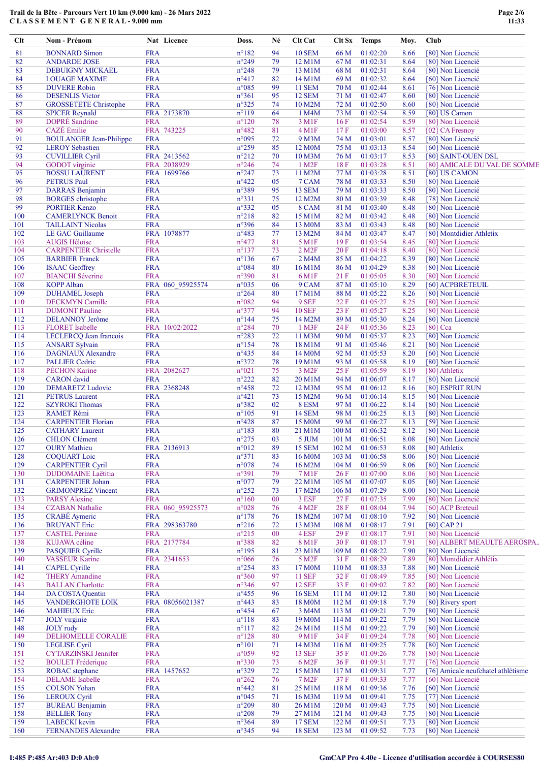Trail de la Bête - Parcours Vert 10 km (9.000 km) - 26 Mars 2022
C L A S S E M E N T G E N E R A L - 9.000 mm

| Clt | Nom - Prénom | Nat | Licence | Doss. | Né | Clt Cat | Clt Sx | Temps | Moy. | Club |
|---|---|---|---|---|---|---|---|---|---|---|
| 81 | BONNARD Simon | FRA | | n°182 | 94 | 10 SEM | 66 M | 01:02:20 | 8.66 | [80] Non Licencié |
| 82 | ANDARDE JOSE | FRA | | n°249 | 79 | 12 M1M | 67 M | 01:02:31 | 8.64 | [80] Non Licencié |
| 83 | DEBUIGNY MICKAEL | FRA | | n°248 | 79 | 13 M1M | 68 M | 01:02:31 | 8.64 | [80] Non Licencié |
| 84 | LOUAGE MAXIME | FRA | | n°417 | 82 | 14 M1M | 69 M | 01:02:32 | 8.64 | [60] Non Licencié |
| 85 | DUVERE Robin | FRA | | n°085 | 99 | 11 SEM | 70 M | 01:02:44 | 8.61 | [76] Non Licencié |
| 86 | DESENLIS Victor | FRA | | n°361 | 95 | 12 SEM | 71 M | 01:02:47 | 8.60 | [80] Non Licencié |
| 87 | GROSSETETE Christophe | FRA | | n°325 | 74 | 10 M2M | 72 M | 01:02:50 | 8.60 | [80] Non Licencié |
| 88 | SPICER Reynald | FRA | 2173870 | n°119 | 64 | 1 M4M | 73 M | 01:02:54 | 8.59 | [80] US Camon |
| 89 | DOPRÉ Sandrine | FRA | | n°120 | 78 | 3 M1F | 16 F | 01:02:54 | 8.59 | [80] Non Licencié |
| 90 | CAZÉ Emilie | FRA | 743225 | n°482 | 81 | 4 M1F | 17 F | 01:03:00 | 8.57 | [02] CA Fresnoy |
| 91 | BOULANGER Jean-Philippe | FRA | | n°095 | 72 | 9 M3M | 74 M | 01:03:01 | 8.57 | [80] Non Licencié |
| 92 | LEROY Sebastien | FRA | | n°259 | 85 | 12 M0M | 75 M | 01:03:13 | 8.54 | [60] Non Licencié |
| 93 | CUVILLIER Cyril | FRA | 2413562 | n°212 | 70 | 10 M3M | 76 M | 01:03:17 | 8.53 | [80] SAINT-OUEN DSL |
| 94 | GODOT virginie | FRA | 2038929 | n°246 | 74 | 1 M2F | 18 F | 01:03:28 | 8.51 | [80] AMICALE DU VAL DE SOMME |
| 95 | BOSSU LAURENT | FRA | 1699766 | n°247 | 73 | 11 M2M | 77 M | 01:03:28 | 8.51 | [80] US CAMON |
| 96 | PETRUS Paul | FRA | | n°422 | 05 | 7 CAM | 78 M | 01:03:33 | 8.50 | [80] Non Licencié |
| 97 | DARRAS Benjamin | FRA | | n°389 | 95 | 13 SEM | 79 M | 01:03:33 | 8.50 | [80] Non Licencié |
| 98 | BORGES christophe | FRA | | n°331 | 75 | 12 M2M | 80 M | 01:03:39 | 8.48 | [78] Non Licencié |
| 99 | PORTIER Kenzo | FRA | | n°332 | 05 | 8 CAM | 81 M | 01:03:40 | 8.48 | [80] Non Licencié |
| 100 | CAMERLYNCK Benoit | FRA | | n°218 | 82 | 15 M1M | 82 M | 01:03:42 | 8.48 | [80] Non Licencié |
| 101 | TAILLAINT Nicolas | FRA | | n°396 | 84 | 13 M0M | 83 M | 01:03:43 | 8.48 | [80] Non Licencié |
| 102 | LE GAC Guillaume | FRA | 1078877 | n°483 | 77 | 13 M2M | 84 M | 01:03:47 | 8.47 | [80] Montdidier Athletix |
| 103 | AUGIS Héloïse | FRA | | n°477 | 81 | 5 M1F | 19 F | 01:03:54 | 8.45 | [80] Non Licencié |
| 104 | CARPENTIER Christelle | FRA | | n°137 | 73 | 2 M2F | 20 F | 01:04:18 | 8.40 | [80] Non Licencié |
| 105 | BARBIER Franck | FRA | | n°136 | 67 | 2 M4M | 85 M | 01:04:22 | 8.39 | [80] Non Licencié |
| 106 | ISAAC Geoffrey | FRA | | n°084 | 80 | 16 M1M | 86 M | 01:04:29 | 8.38 | [80] Non Licencié |
| 107 | BIANCHI Séverine | FRA | | n°390 | 81 | 6 M1F | 21 F | 01:05:05 | 8.30 | [80] Non Licencié |
| 108 | KOPP Alban | FRA | 060_95925574 | n°035 | 06 | 9 CAM | 87 M | 01:05:10 | 8.29 | [60] ACPBRETEUIL |
| 109 | DUHAMEL Joseph | FRA | | n°264 | 80 | 17 M1M | 88 M | 01:05:22 | 8.26 | [80] Non Licencié |
| 110 | DECKMYN Camille | FRA | | n°082 | 94 | 9 SEF | 22 F | 01:05:27 | 8.25 | [80] Non Licencié |
| 111 | DUMONT Pauline | FRA | | n°377 | 94 | 10 SEF | 23 F | 01:05:27 | 8.25 | [80] Non Licencié |
| 112 | DELANNOY Jerôme | FRA | | n°144 | 75 | 14 M2M | 89 M | 01:05:30 | 8.24 | [80] Non Licencié |
| 113 | FLORET Isabelle | FRA | 10/02/2022 | n°284 | 70 | 1 M3F | 24 F | 01:05:36 | 8.23 | [80] Cca |
| 114 | LECLERCQ Jean francois | FRA | | n°283 | 72 | 11 M3M | 90 M | 01:05:37 | 8.23 | [80] Non Licencié |
| 115 | ANSART Sylvain | FRA | | n°154 | 78 | 18 M1M | 91 M | 01:05:46 | 8.21 | [80] Non Licencié |
| 116 | DAGNIAUX Alexandre | FRA | | n°435 | 84 | 14 M0M | 92 M | 01:05:53 | 8.20 | [60] Non Licencié |
| 117 | PALLIER Cedric | FRA | | n°372 | 78 | 19 M1M | 93 M | 01:05:58 | 8.19 | [80] Non Licencié |
| 118 | PÉCHON Karine | FRA | 2082627 | n°021 | 75 | 3 M2F | 25 F | 01:05:59 | 8.19 | [80] Athletix |
| 119 | CARON david | FRA | | n°222 | 82 | 20 M1M | 94 M | 01:06:07 | 8.17 | [80] Non Licencié |
| 120 | DEMARETZ Ludovic | FRA | 2368248 | n°458 | 72 | 12 M3M | 95 M | 01:06:12 | 8.16 | [80] ESPRIT RUN |
| 121 | PETRUS Laurent | FRA | | n°421 | 73 | 15 M2M | 96 M | 01:06:14 | 8.15 | [80] Non Licencié |
| 122 | SZYROKI Thomas | FRA | | n°382 | 02 | 8 ESM | 97 M | 01:06:22 | 8.14 | [80] Non Licencié |
| 123 | RAMET Rémi | FRA | | n°105 | 91 | 14 SEM | 98 M | 01:06:25 | 8.13 | [80] Non Licencié |
| 124 | CARPENTIER Florian | FRA | | n°428 | 87 | 15 M0M | 99 M | 01:06:27 | 8.13 | [59] Non Licencié |
| 125 | CATHARY Laurent | FRA | | n°183 | 80 | 21 M1M | 100 M | 01:06:32 | 8.12 | [80] Non Licencié |
| 126 | CHLON Clément | FRA | | n°275 | 03 | 5 JUM | 101 M | 01:06:51 | 8.08 | [80] Non Licencié |
| 127 | OURY Mathieu | FRA | 2136913 | n°012 | 89 | 15 SEM | 102 M | 01:06:53 | 8.08 | [80] Athletix |
| 128 | COQUART Loic | FRA | | n°371 | 83 | 16 M0M | 103 M | 01:06:58 | 8.06 | [80] Non Licencié |
| 129 | CARPENTIER Cyril | FRA | | n°078 | 74 | 16 M2M | 104 M | 01:06:59 | 8.06 | [80] Non Licencié |
| 130 | DUDOMAINE Laëtitia | FRA | | n°391 | 79 | 7 M1F | 26 F | 01:07:00 | 8.06 | [80] Non Licencié |
| 131 | CARPENTIER Johan | FRA | | n°077 | 79 | 22 M1M | 105 M | 01:07:07 | 8.05 | [80] Non Licencié |
| 132 | GRIMONPREZ Vincent | FRA | | n°252 | 73 | 17 M2M | 106 M | 01:07:29 | 8.00 | [80] Non Licencié |
| 133 | PARSY Alexine | FRA | | n°160 | 00 | 3 ESF | 27 F | 01:07:35 | 7.99 | [80] Non Licencié |
| 134 | CZABAN Nathalie | FRA | 060_95925573 | n°028 | 76 | 4 M2F | 28 F | 01:08:04 | 7.94 | [60] ACP Breteuil |
| 135 | CRABÉ Aymeric | FRA | | n°178 | 76 | 18 M2M | 107 M | 01:08:10 | 7.92 | [80] Non Licencié |
| 136 | BRUYANT Eric | FRA | 298363780 | n°216 | 72 | 13 M3M | 108 M | 01:08:17 | 7.91 | [80] CAP 21 |
| 137 | CASTEL Perinne | FRA | | n°215 | 00 | 4 ESF | 29 F | 01:08:17 | 7.91 | [80] Non Licencié |
| 138 | KUJAWA céline | FRA | 2177784 | n°388 | 82 | 8 M1F | 30 F | 01:08:17 | 7.91 | [80] ALBERT MEAULTE AEROSPA... |
| 139 | PASQUIER Cyrille | FRA | | n°195 | 81 | 23 M1M | 109 M | 01:08:22 | 7.90 | [80] Non Licencié |
| 140 | VASSEUR Karine | FRA | 2341653 | n°066 | 76 | 5 M2F | 31 F | 01:08:29 | 7.89 | [80] Montdidier Athlétix |
| 141 | CAPEL Cyrille | FRA | | n°254 | 83 | 17 M0M | 110 M | 01:08:33 | 7.88 | [80] Non Licencié |
| 142 | THERY Amandine | FRA | | n°360 | 97 | 11 SEF | 32 F | 01:08:49 | 7.85 | [80] Non Licencié |
| 143 | BALLAN Charlotte | FRA | | n°346 | 97 | 12 SEF | 33 F | 01:09:02 | 7.82 | [80] Non Licencié |
| 144 | DA COSTA Quentin | FRA | | n°455 | 96 | 16 SEM | 111 M | 01:09:12 | 7.80 | [80] Non Licencié |
| 145 | VANDERGHOTE LOIK | FRA | 08056021387 | n°443 | 83 | 18 M0M | 112 M | 01:09:18 | 7.79 | [80] Rivery sport |
| 146 | MAHIEUX Eric | FRA | | n°454 | 67 | 3 M4M | 113 M | 01:09:21 | 7.79 | [80] Non Licencié |
| 147 | JOLY virginie | FRA | | n°118 | 83 | 19 M0M | 114 M | 01:09:22 | 7.79 | [80] Non Licencié |
| 148 | JOLY rudy | FRA | | n°117 | 82 | 24 M1M | 115 M | 01:09:22 | 7.79 | [80] Non Licencié |
| 149 | DELHOMELLE CORALIE | FRA | | n°128 | 80 | 9 M1F | 34 F | 01:09:24 | 7.78 | [80] Non Licencié |
| 150 | LEGLISE Cyril | FRA | | n°101 | 71 | 14 M3M | 116 M | 01:09:25 | 7.78 | [80] Non Licencié |
| 151 | CYTARZINSKI Jennifer | FRA | | n°059 | 92 | 13 SEF | 35 F | 01:09:26 | 7.78 | [80] Non Licencié |
| 152 | BOULET Fréderique | FRA | | n°330 | 73 | 6 M2F | 36 F | 01:09:31 | 7.77 | [76] Non Licencié |
| 153 | ROBAC stephane | FRA | 1457652 | n°329 | 72 | 15 M3M | 117 M | 01:09:31 | 7.77 | [76] Amicale neufchatel athlétisme |
| 154 | DELAME Isabelle | FRA | | n°262 | 76 | 7 M2F | 37 F | 01:09:33 | 7.77 | [60] Non Licencié |
| 155 | COLSON Yohan | FRA | | n°442 | 81 | 25 M1M | 118 M | 01:09:36 | 7.76 | [60] Non Licencié |
| 156 | LEROUX Cyril | FRA | | n°045 | 71 | 16 M3M | 119 M | 01:09:41 | 7.75 | [77] Non Licencié |
| 157 | BUREAU Benjamin | FRA | | n°209 | 80 | 26 M1M | 120 M | 01:09:43 | 7.75 | [80] Non Licencié |
| 158 | BELLIER Tony | FRA | | n°208 | 79 | 27 M1M | 121 M | 01:09:43 | 7.75 | [80] Non Licencié |
| 159 | LABECKI kevin | FRA | | n°364 | 89 | 17 SEM | 122 M | 01:09:51 | 7.73 | [80] Non Licencié |
| 160 | FERNANDES Alexandre | FRA | | n°345 | 94 | 18 SEM | 123 M | 01:09:52 | 7.73 | [80] Non Licencié |

I:485 P:485 Ar:403 D:0 Ab:0

GmCAP Pro 4.40e - Licence d'utilisation accordée à COURSES80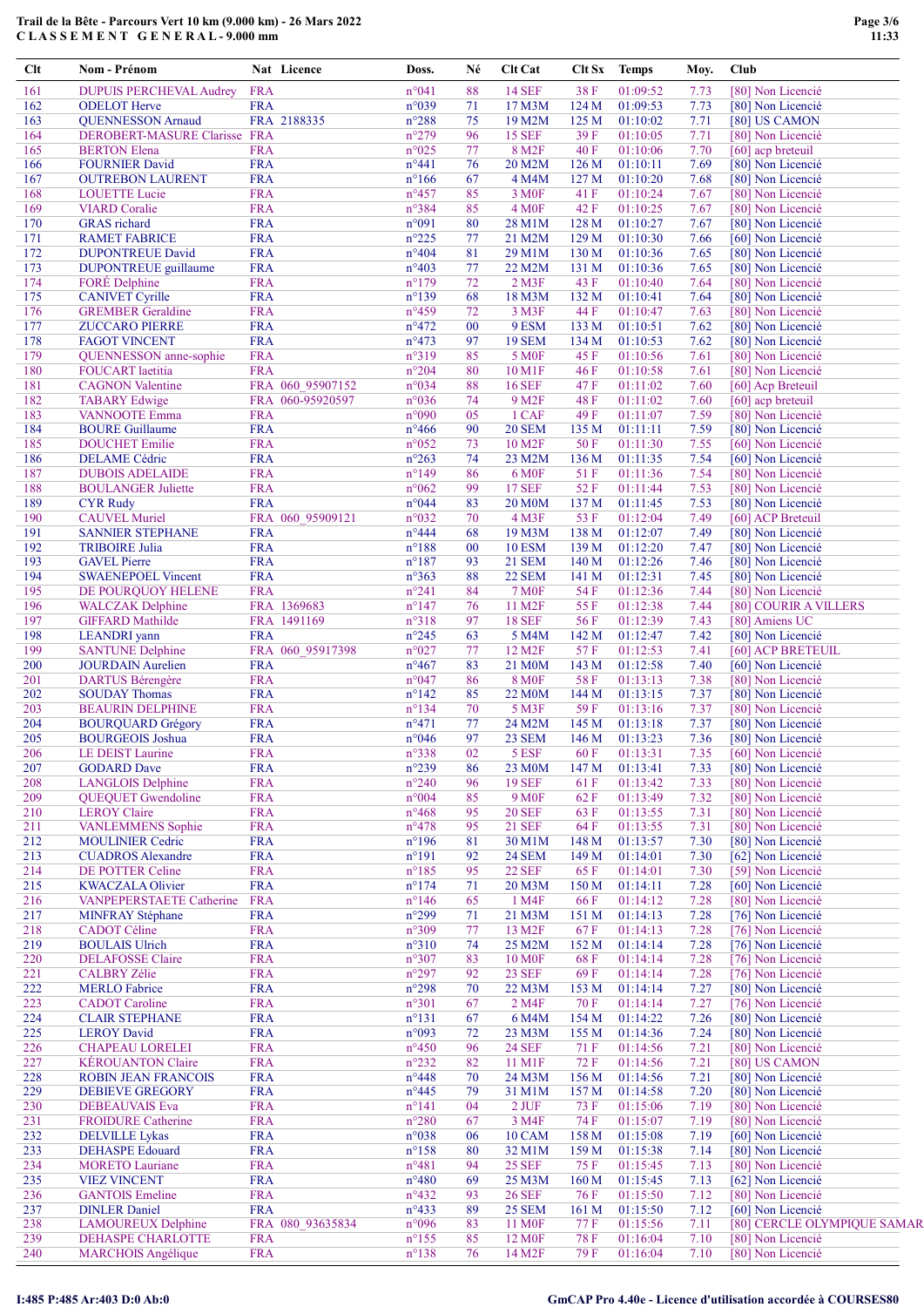**Trail de la Bête - Parcours Vert 10 km (9.000 km) - 26 Mars 2022**
**C L A S S E M E N T G E N E R A L - 9.000 mm**

| Clt | Nom - Prénom | Nat | Licence | Doss. | Né | Clt Cat | Clt Sx | Temps | Moy. | Club |
|---|---|---|---|---|---|---|---|---|---|---|
| 161 | DUPUIS PERCHEVAL Audrey | FRA | | n°041 | 88 | 14 SEF | 38 F | 01:09:52 | 7.73 | [80] Non Licencié |
| 162 | ODELOT Herve | FRA | | n°039 | 71 | 17 M3M | 124 M | 01:09:53 | 7.73 | [80] Non Licencié |
| 163 | QUENNESSON Arnaud | FRA | 2188335 | n°288 | 75 | 19 M2M | 125 M | 01:10:02 | 7.71 | [80] US CAMON |
| 164 | DEROBERT-MASURE Clarisse | FRA | | n°279 | 96 | 15 SEF | 39 F | 01:10:05 | 7.71 | [80] Non Licencié |
| 165 | BERTON Elena | FRA | | n°025 | 77 | 8 M2F | 40 F | 01:10:06 | 7.70 | [60] acp breteuil |
| 166 | FOURNIER David | FRA | | n°441 | 76 | 20 M2M | 126 M | 01:10:11 | 7.69 | [80] Non Licencié |
| 167 | OUTREBON LAURENT | FRA | | n°166 | 67 | 4 M4M | 127 M | 01:10:20 | 7.68 | [80] Non Licencié |
| 168 | LOUETTE Lucie | FRA | | n°457 | 85 | 3 M0F | 41 F | 01:10:24 | 7.67 | [80] Non Licencié |
| 169 | VIARD Coralie | FRA | | n°384 | 85 | 4 M0F | 42 F | 01:10:25 | 7.67 | [80] Non Licencié |
| 170 | GRAS richard | FRA | | n°091 | 80 | 28 M1M | 128 M | 01:10:27 | 7.67 | [80] Non Licencié |
| 171 | RAMET FABRICE | FRA | | n°225 | 77 | 21 M2M | 129 M | 01:10:30 | 7.66 | [60] Non Licencié |
| 172 | DUPONTREUE David | FRA | | n°404 | 81 | 29 M1M | 130 M | 01:10:36 | 7.65 | [80] Non Licencié |
| 173 | DUPONTREUE guillaume | FRA | | n°403 | 77 | 22 M2M | 131 M | 01:10:36 | 7.65 | [80] Non Licencié |
| 174 | FORÉ Delphine | FRA | | n°179 | 72 | 2 M3F | 43 F | 01:10:40 | 7.64 | [80] Non Licencié |
| 175 | CANIVET Cyrille | FRA | | n°139 | 68 | 18 M3M | 132 M | 01:10:41 | 7.64 | [80] Non Licencié |
| 176 | GREMBER Geraldine | FRA | | n°459 | 72 | 3 M3F | 44 F | 01:10:47 | 7.63 | [80] Non Licencié |
| 177 | ZUCCARO PIERRE | FRA | | n°472 | 00 | 9 ESM | 133 M | 01:10:51 | 7.62 | [80] Non Licencié |
| 178 | FAGOT VINCENT | FRA | | n°473 | 97 | 19 SEM | 134 M | 01:10:53 | 7.62 | [80] Non Licencié |
| 179 | QUENNESSON anne-sophie | FRA | | n°319 | 85 | 5 M0F | 45 F | 01:10:56 | 7.61 | [80] Non Licencié |
| 180 | FOUCART laetitia | FRA | | n°204 | 80 | 10 M1F | 46 F | 01:10:58 | 7.61 | [80] Non Licencié |
| 181 | CAGNON Valentine | FRA | 060_95907152 | n°034 | 88 | 16 SEF | 47 F | 01:11:02 | 7.60 | [60] Acp Breteuil |
| 182 | TABARY Edwige | FRA | 060-95920597 | n°036 | 74 | 9 M2F | 48 F | 01:11:02 | 7.60 | [60] acp breteuil |
| 183 | VANNOOTE Emma | FRA | | n°090 | 05 | 1 CAF | 49 F | 01:11:07 | 7.59 | [80] Non Licencié |
| 184 | BOURE Guillaume | FRA | | n°466 | 90 | 20 SEM | 135 M | 01:11:11 | 7.59 | [80] Non Licencié |
| 185 | DOUCHET Emilie | FRA | | n°052 | 73 | 10 M2F | 50 F | 01:11:30 | 7.55 | [60] Non Licencié |
| 186 | DELAME Cédric | FRA | | n°263 | 74 | 23 M2M | 136 M | 01:11:35 | 7.54 | [60] Non Licencié |
| 187 | DUBOIS ADELAIDE | FRA | | n°149 | 86 | 6 M0F | 51 F | 01:11:36 | 7.54 | [80] Non Licencié |
| 188 | BOULANGER Juliette | FRA | | n°062 | 99 | 17 SEF | 52 F | 01:11:44 | 7.53 | [80] Non Licencié |
| 189 | CYR Rudy | FRA | | n°044 | 83 | 20 M0M | 137 M | 01:11:45 | 7.53 | [80] Non Licencié |
| 190 | CAUVEL Muriel | FRA | 060_95909121 | n°032 | 70 | 4 M3F | 53 F | 01:12:04 | 7.49 | [60] ACP Breteuil |
| 191 | SANNIER STEPHANE | FRA | | n°444 | 68 | 19 M3M | 138 M | 01:12:07 | 7.49 | [80] Non Licencié |
| 192 | TRIBOIRE Julia | FRA | | n°188 | 00 | 10 ESM | 139 M | 01:12:20 | 7.47 | [80] Non Licencié |
| 193 | GAVEL Pierre | FRA | | n°187 | 93 | 21 SEM | 140 M | 01:12:26 | 7.46 | [80] Non Licencié |
| 194 | SWAENEPOEL Vincent | FRA | | n°363 | 88 | 22 SEM | 141 M | 01:12:31 | 7.45 | [80] Non Licencié |
| 195 | DE POURQUOY HELENE | FRA | | n°241 | 84 | 7 M0F | 54 F | 01:12:36 | 7.44 | [80] Non Licencié |
| 196 | WALCZAK Delphine | FRA | 1369683 | n°147 | 76 | 11 M2F | 55 F | 01:12:38 | 7.44 | [80] COURIR A VILLERS |
| 197 | GIFFARD Mathilde | FRA | 1491169 | n°318 | 97 | 18 SEF | 56 F | 01:12:39 | 7.43 | [80] Amiens UC |
| 198 | LEANDRI yann | FRA | | n°245 | 63 | 5 M4M | 142 M | 01:12:47 | 7.42 | [80] Non Licencié |
| 199 | SANTUNE Delphine | FRA | 060_95917398 | n°027 | 77 | 12 M2F | 57 F | 01:12:53 | 7.41 | [60] ACP BRETEUIL |
| 200 | JOURDAIN Aurelien | FRA | | n°467 | 83 | 21 M0M | 143 M | 01:12:58 | 7.40 | [60] Non Licencié |
| 201 | DARTUS Bérengère | FRA | | n°047 | 86 | 8 M0F | 58 F | 01:13:13 | 7.38 | [80] Non Licencié |
| 202 | SOUDAY Thomas | FRA | | n°142 | 85 | 22 M0M | 144 M | 01:13:15 | 7.37 | [80] Non Licencié |
| 203 | BEAURIN DELPHINE | FRA | | n°134 | 70 | 5 M3F | 59 F | 01:13:16 | 7.37 | [80] Non Licencié |
| 204 | BOURQUARD Grégory | FRA | | n°471 | 77 | 24 M2M | 145 M | 01:13:18 | 7.37 | [80] Non Licencié |
| 205 | BOURGEOIS Joshua | FRA | | n°046 | 97 | 23 SEM | 146 M | 01:13:23 | 7.36 | [80] Non Licencié |
| 206 | LE DEIST Laurine | FRA | | n°338 | 02 | 5 ESF | 60 F | 01:13:31 | 7.35 | [60] Non Licencié |
| 207 | GODARD Dave | FRA | | n°239 | 86 | 23 M0M | 147 M | 01:13:41 | 7.33 | [80] Non Licencié |
| 208 | LANGLOIS Delphine | FRA | | n°240 | 96 | 19 SEF | 61 F | 01:13:42 | 7.33 | [80] Non Licencié |
| 209 | QUEQUET Gwendoline | FRA | | n°004 | 85 | 9 M0F | 62 F | 01:13:49 | 7.32 | [80] Non Licencié |
| 210 | LEROY Claire | FRA | | n°468 | 95 | 20 SEF | 63 F | 01:13:55 | 7.31 | [80] Non Licencié |
| 211 | VANLEMMENS Sophie | FRA | | n°478 | 95 | 21 SEF | 64 F | 01:13:55 | 7.31 | [80] Non Licencié |
| 212 | MOULINIER Cedric | FRA | | n°196 | 81 | 30 M1M | 148 M | 01:13:57 | 7.30 | [80] Non Licencié |
| 213 | CUADROS Alexandre | FRA | | n°191 | 92 | 24 SEM | 149 M | 01:14:01 | 7.30 | [62] Non Licencié |
| 214 | DE POTTER Celine | FRA | | n°185 | 95 | 22 SEF | 65 F | 01:14:01 | 7.30 | [59] Non Licencié |
| 215 | KWACZALA Olivier | FRA | | n°174 | 71 | 20 M3M | 150 M | 01:14:11 | 7.28 | [60] Non Licencié |
| 216 | VANPEPERSTAETE Catherine | FRA | | n°146 | 65 | 1 M4F | 66 F | 01:14:12 | 7.28 | [80] Non Licencié |
| 217 | MINFRAY Stéphane | FRA | | n°299 | 71 | 21 M3M | 151 M | 01:14:13 | 7.28 | [76] Non Licencié |
| 218 | CADOT Céline | FRA | | n°309 | 77 | 13 M2F | 67 F | 01:14:13 | 7.28 | [76] Non Licencié |
| 219 | BOULAIS Ulrich | FRA | | n°310 | 74 | 25 M2M | 152 M | 01:14:14 | 7.28 | [76] Non Licencié |
| 220 | DELAFOSSE Claire | FRA | | n°307 | 83 | 10 M0F | 68 F | 01:14:14 | 7.28 | [76] Non Licencié |
| 221 | CALBRY Zélie | FRA | | n°297 | 92 | 23 SEF | 69 F | 01:14:14 | 7.28 | [76] Non Licencié |
| 222 | MERLO Fabrice | FRA | | n°298 | 70 | 22 M3M | 153 M | 01:14:14 | 7.27 | [80] Non Licencié |
| 223 | CADOT Caroline | FRA | | n°301 | 67 | 2 M4F | 70 F | 01:14:14 | 7.27 | [76] Non Licencié |
| 224 | CLAIR STEPHANE | FRA | | n°131 | 67 | 6 M4M | 154 M | 01:14:22 | 7.26 | [80] Non Licencié |
| 225 | LEROY David | FRA | | n°093 | 72 | 23 M3M | 155 M | 01:14:36 | 7.24 | [80] Non Licencié |
| 226 | CHAPEAU LORELEI | FRA | | n°450 | 96 | 24 SEF | 71 F | 01:14:56 | 7.21 | [80] Non Licencié |
| 227 | KÉROUANTON Claire | FRA | | n°232 | 82 | 11 M1F | 72 F | 01:14:56 | 7.21 | [80] US CAMON |
| 228 | ROBIN JEAN FRANCOIS | FRA | | n°448 | 70 | 24 M3M | 156 M | 01:14:56 | 7.21 | [80] Non Licencié |
| 229 | DEBIEVE GREGORY | FRA | | n°445 | 79 | 31 M1M | 157 M | 01:14:58 | 7.20 | [80] Non Licencié |
| 230 | DEBEAUVAIS Eva | FRA | | n°141 | 04 | 2 JUF | 73 F | 01:15:06 | 7.19 | [80] Non Licencié |
| 231 | FROIDURE Catherine | FRA | | n°280 | 67 | 3 M4F | 74 F | 01:15:07 | 7.19 | [80] Non Licencié |
| 232 | DELVILLE Lykas | FRA | | n°038 | 06 | 10 CAM | 158 M | 01:15:08 | 7.19 | [60] Non Licencié |
| 233 | DEHASPE Edouard | FRA | | n°158 | 80 | 32 M1M | 159 M | 01:15:38 | 7.14 | [80] Non Licencié |
| 234 | MORETO Lauriane | FRA | | n°481 | 94 | 25 SEF | 75 F | 01:15:45 | 7.13 | [80] Non Licencié |
| 235 | VIEZ VINCENT | FRA | | n°480 | 69 | 25 M3M | 160 M | 01:15:45 | 7.13 | [62] Non Licencié |
| 236 | GANTOIS Emeline | FRA | | n°432 | 93 | 26 SEF | 76 F | 01:15:50 | 7.12 | [80] Non Licencié |
| 237 | DINLER Daniel | FRA | | n°433 | 89 | 25 SEM | 161 M | 01:15:50 | 7.12 | [60] Non Licencié |
| 238 | LAMOUREUX Delphine | FRA | 080_93635834 | n°096 | 83 | 11 M0F | 77 F | 01:15:56 | 7.11 | [80] CERCLE OLYMPIQUE SAMAR |
| 239 | DEHASPE CHARLOTTE | FRA | | n°155 | 85 | 12 M0F | 78 F | 01:16:04 | 7.10 | [80] Non Licencié |
| 240 | MARCHOIS Angélique | FRA | | n°138 | 76 | 14 M2F | 79 F | 01:16:04 | 7.10 | [80] Non Licencié |

I:485 P:485 Ar:403 D:0 Ab:0

GmCAP Pro 4.40e - Licence d'utilisation accordée à COURSES80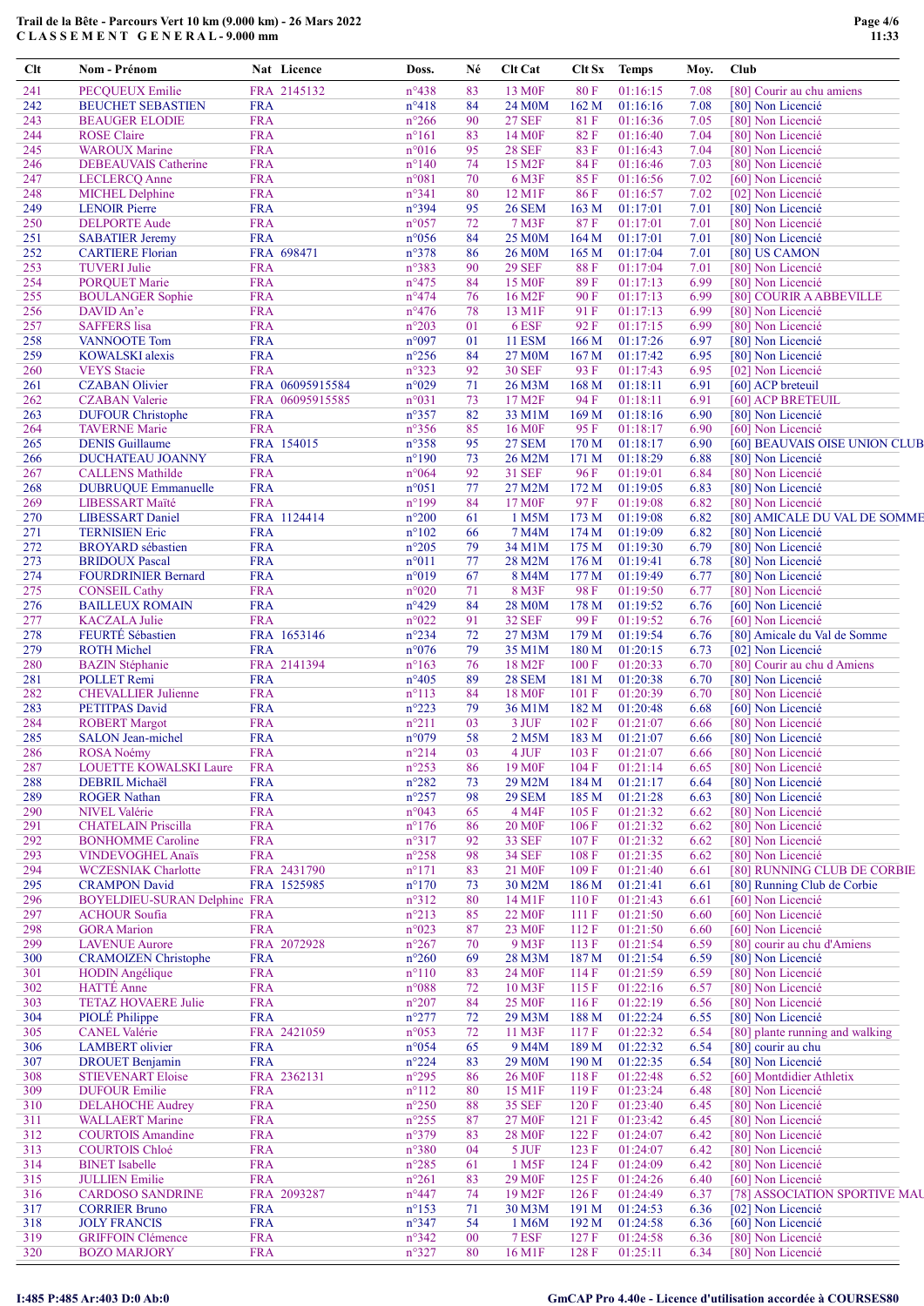**Trail de la Bête - Parcours Vert 10 km (9.000 km) - 26 Mars 2022**
**C L A S S E M E N T   G E N E R A L - 9.000 mm**

| Clt | Nom - Prénom | Nat | Licence | Doss. | Né | Clt Cat | Clt Sx | Temps | Moy. | Club |
|---|---|---|---|---|---|---|---|---|---|---|
| 241 | PECQUEUX Emilie | FRA | 2145132 | n°438 | 83 | 13 M0F | 80 F | 01:16:15 | 7.08 | [80] Courir au chu amiens |
| 242 | BEUCHET SEBASTIEN | FRA | | n°418 | 84 | 24 M0M | 162 M | 01:16:16 | 7.08 | [80] Non Licencié |
| 243 | BEAUGER ELODIE | FRA | | n°266 | 90 | 27 SEF | 81 F | 01:16:36 | 7.05 | [80] Non Licencié |
| 244 | ROSE Claire | FRA | | n°161 | 83 | 14 M0F | 82 F | 01:16:40 | 7.04 | [80] Non Licencié |
| 245 | WAROUX Marine | FRA | | n°016 | 95 | 28 SEF | 83 F | 01:16:43 | 7.04 | [80] Non Licencié |
| 246 | DEBEAUVAIS Catherine | FRA | | n°140 | 74 | 15 M2F | 84 F | 01:16:46 | 7.03 | [80] Non Licencié |
| 247 | LECLERCQ Anne | FRA | | n°081 | 70 | 6 M3F | 85 F | 01:16:56 | 7.02 | [60] Non Licencié |
| 248 | MICHEL Delphine | FRA | | n°341 | 80 | 12 M1F | 86 F | 01:16:57 | 7.02 | [02] Non Licencié |
| 249 | LENOIR Pierre | FRA | | n°394 | 95 | 26 SEM | 163 M | 01:17:01 | 7.01 | [80] Non Licencié |
| 250 | DELPORTE Aude | FRA | | n°057 | 72 | 7 M3F | 87 F | 01:17:01 | 7.01 | [80] Non Licencié |
| 251 | SABATIER Jeremy | FRA | | n°056 | 84 | 25 M0M | 164 M | 01:17:01 | 7.01 | [80] Non Licencié |
| 252 | CARTIERE Florian | FRA | 698471 | n°378 | 86 | 26 M0M | 165 M | 01:17:04 | 7.01 | [80] US CAMON |
| 253 | TUVERI Julie | FRA | | n°383 | 90 | 29 SEF | 88 F | 01:17:04 | 7.01 | [80] Non Licencié |
| 254 | PORQUET Marie | FRA | | n°475 | 84 | 15 M0F | 89 F | 01:17:13 | 6.99 | [80] Non Licencié |
| 255 | BOULANGER Sophie | FRA | | n°474 | 76 | 16 M2F | 90 F | 01:17:13 | 6.99 | [80] COURIR A ABBEVILLE |
| 256 | DAVID An'e | FRA | | n°476 | 78 | 13 M1F | 91 F | 01:17:13 | 6.99 | [80] Non Licencié |
| 257 | SAFFERS lisa | FRA | | n°203 | 01 | 6 ESF | 92 F | 01:17:15 | 6.99 | [80] Non Licencié |
| 258 | VANNOOTE Tom | FRA | | n°097 | 01 | 11 ESM | 166 M | 01:17:26 | 6.97 | [80] Non Licencié |
| 259 | KOWALSKI alexis | FRA | | n°256 | 84 | 27 M0M | 167 M | 01:17:42 | 6.95 | [80] Non Licencié |
| 260 | VEYS Stacie | FRA | | n°323 | 92 | 30 SEF | 93 F | 01:17:43 | 6.95 | [02] Non Licencié |
| 261 | CZABAN Olivier | FRA | 06095915584 | n°029 | 71 | 26 M3M | 168 M | 01:18:11 | 6.91 | [60] ACP breteuil |
| 262 | CZABAN Valerie | FRA | 06095915585 | n°031 | 73 | 17 M2F | 94 F | 01:18:11 | 6.91 | [60] ACP BRETEUIL |
| 263 | DUFOUR Christophe | FRA | | n°357 | 82 | 33 M1M | 169 M | 01:18:16 | 6.90 | [80] Non Licencié |
| 264 | TAVERNE Marie | FRA | | n°356 | 85 | 16 M0F | 95 F | 01:18:17 | 6.90 | [60] Non Licencié |
| 265 | DENIS Guillaume | FRA | 154015 | n°358 | 95 | 27 SEM | 170 M | 01:18:17 | 6.90 | [60] BEAUVAIS OISE UNION CLUB |
| 266 | DUCHATEAU JOANNY | FRA | | n°190 | 73 | 26 M2M | 171 M | 01:18:29 | 6.88 | [80] Non Licencié |
| 267 | CALLENS Mathilde | FRA | | n°064 | 92 | 31 SEF | 96 F | 01:19:01 | 6.84 | [80] Non Licencié |
| 268 | DUBRUQUE Emmanuelle | FRA | | n°051 | 77 | 27 M2M | 172 M | 01:19:05 | 6.83 | [80] Non Licencié |
| 269 | LIBESSART Maïté | FRA | | n°199 | 84 | 17 M0F | 97 F | 01:19:08 | 6.82 | [80] Non Licencié |
| 270 | LIBESSART Daniel | FRA | 1124414 | n°200 | 61 | 1 M5M | 173 M | 01:19:08 | 6.82 | [80] AMICALE DU VAL DE SOMME |
| 271 | TERNISIEN Eric | FRA | | n°102 | 66 | 7 M4M | 174 M | 01:19:09 | 6.82 | [80] Non Licencié |
| 272 | BROYARD sébastien | FRA | | n°205 | 79 | 34 M1M | 175 M | 01:19:30 | 6.79 | [80] Non Licencié |
| 273 | BRIDOUX Pascal | FRA | | n°011 | 77 | 28 M2M | 176 M | 01:19:41 | 6.78 | [80] Non Licencié |
| 274 | FOURDRINIER Bernard | FRA | | n°019 | 67 | 8 M4M | 177 M | 01:19:49 | 6.77 | [80] Non Licencié |
| 275 | CONSEIL Cathy | FRA | | n°020 | 71 | 8 M3F | 98 F | 01:19:50 | 6.77 | [80] Non Licencié |
| 276 | BAILLEUX ROMAIN | FRA | | n°429 | 84 | 28 M0M | 178 M | 01:19:52 | 6.76 | [60] Non Licencié |
| 277 | KACZALA Julie | FRA | | n°022 | 91 | 32 SEF | 99 F | 01:19:52 | 6.76 | [60] Non Licencié |
| 278 | FEURTÉ Sébastien | FRA | 1653146 | n°234 | 72 | 27 M3M | 179 M | 01:19:54 | 6.76 | [80] Amicale du Val de Somme |
| 279 | ROTH Michel | FRA | | n°076 | 79 | 35 M1M | 180 M | 01:20:15 | 6.73 | [02] Non Licencié |
| 280 | BAZIN Stéphanie | FRA | 2141394 | n°163 | 76 | 18 M2F | 100 F | 01:20:33 | 6.70 | [80] Courir au chu d Amiens |
| 281 | POLLET Remi | FRA | | n°405 | 89 | 28 SEM | 181 M | 01:20:38 | 6.70 | [80] Non Licencié |
| 282 | CHEVALLIER Julienne | FRA | | n°113 | 84 | 18 M0F | 101 F | 01:20:39 | 6.70 | [80] Non Licencié |
| 283 | PETITPAS David | FRA | | n°223 | 79 | 36 M1M | 182 M | 01:20:48 | 6.68 | [60] Non Licencié |
| 284 | ROBERT Margot | FRA | | n°211 | 03 | 3 JUF | 102 F | 01:21:07 | 6.66 | [80] Non Licencié |
| 285 | SALON Jean-michel | FRA | | n°079 | 58 | 2 M5M | 183 M | 01:21:07 | 6.66 | [80] Non Licencié |
| 286 | ROSA Noémy | FRA | | n°214 | 03 | 4 JUF | 103 F | 01:21:07 | 6.66 | [80] Non Licencié |
| 287 | LOUETTE KOWALSKI Laure | FRA | | n°253 | 86 | 19 M0F | 104 F | 01:21:14 | 6.65 | [80] Non Licencié |
| 288 | DEBRIL Michaël | FRA | | n°282 | 73 | 29 M2M | 184 M | 01:21:17 | 6.64 | [80] Non Licencié |
| 289 | ROGER Nathan | FRA | | n°257 | 98 | 29 SEM | 185 M | 01:21:28 | 6.63 | [80] Non Licencié |
| 290 | NIVEL Valérie | FRA | | n°043 | 65 | 4 M4F | 105 F | 01:21:32 | 6.62 | [80] Non Licencié |
| 291 | CHATELAIN Priscilla | FRA | | n°176 | 86 | 20 M0F | 106 F | 01:21:32 | 6.62 | [80] Non Licencié |
| 292 | BONHOMME Caroline | FRA | | n°317 | 92 | 33 SEF | 107 F | 01:21:32 | 6.62 | [80] Non Licencié |
| 293 | VINDEVOGHEL Anaïs | FRA | | n°258 | 98 | 34 SEF | 108 F | 01:21:35 | 6.62 | [80] Non Licencié |
| 294 | WCZESNIAK Charlotte | FRA | 2431790 | n°171 | 83 | 21 M0F | 109 F | 01:21:40 | 6.61 | [80] RUNNING CLUB DE CORBIE |
| 295 | CRAMPON David | FRA | 1525985 | n°170 | 73 | 30 M2M | 186 M | 01:21:41 | 6.61 | [80] Running Club de Corbie |
| 296 | BOYELDIEU-SURAN Delphine | FRA | | n°312 | 80 | 14 M1F | 110 F | 01:21:43 | 6.61 | [60] Non Licencié |
| 297 | ACHOUR Soufia | FRA | | n°213 | 85 | 22 M0F | 111 F | 01:21:50 | 6.60 | [60] Non Licencié |
| 298 | GORA Marion | FRA | | n°023 | 87 | 23 M0F | 112 F | 01:21:50 | 6.60 | [60] Non Licencié |
| 299 | LAVENUE Aurore | FRA | 2072928 | n°267 | 70 | 9 M3F | 113 F | 01:21:54 | 6.59 | [80] courir au chu d'Amiens |
| 300 | CRAMOIZEN Christophe | FRA | | n°260 | 69 | 28 M3M | 187 M | 01:21:54 | 6.59 | [80] Non Licencié |
| 301 | HODIN Angélique | FRA | | n°110 | 83 | 24 M0F | 114 F | 01:21:59 | 6.59 | [80] Non Licencié |
| 302 | HATTÉ Anne | FRA | | n°088 | 72 | 10 M3F | 115 F | 01:22:16 | 6.57 | [80] Non Licencié |
| 303 | TETAZ HOVAERE Julie | FRA | | n°207 | 84 | 25 M0F | 116 F | 01:22:19 | 6.56 | [80] Non Licencié |
| 304 | PIOLÉ Philippe | FRA | | n°277 | 72 | 29 M3M | 188 M | 01:22:24 | 6.55 | [80] Non Licencié |
| 305 | CANEL Valérie | FRA | 2421059 | n°053 | 72 | 11 M3F | 117 F | 01:22:32 | 6.54 | [80] plante running and walking |
| 306 | LAMBERT olivier | FRA | | n°054 | 65 | 9 M4M | 189 M | 01:22:32 | 6.54 | [80] courir au chu |
| 307 | DROUET Benjamin | FRA | | n°224 | 83 | 29 M0M | 190 M | 01:22:35 | 6.54 | [80] Non Licencié |
| 308 | STIEVENART Eloise | FRA | 2362131 | n°295 | 86 | 26 M0F | 118 F | 01:22:48 | 6.52 | [60] Montdidier Athletix |
| 309 | DUFOUR Emilie | FRA | | n°112 | 80 | 15 M1F | 119 F | 01:23:24 | 6.48 | [80] Non Licencié |
| 310 | DELAHOCHE Audrey | FRA | | n°250 | 88 | 35 SEF | 120 F | 01:23:40 | 6.45 | [80] Non Licencié |
| 311 | WALLAERT Marine | FRA | | n°255 | 87 | 27 M0F | 121 F | 01:23:42 | 6.45 | [80] Non Licencié |
| 312 | COURTOIS Amandine | FRA | | n°379 | 83 | 28 M0F | 122 F | 01:24:07 | 6.42 | [80] Non Licencié |
| 313 | COURTOIS Chloé | FRA | | n°380 | 04 | 5 JUF | 123 F | 01:24:07 | 6.42 | [80] Non Licencié |
| 314 | BINET Isabelle | FRA | | n°285 | 61 | 1 M5F | 124 F | 01:24:09 | 6.42 | [80] Non Licencié |
| 315 | JULLIEN Emilie | FRA | | n°261 | 83 | 29 M0F | 125 F | 01:24:26 | 6.40 | [60] Non Licencié |
| 316 | CARDOSO SANDRINE | FRA | 2093287 | n°447 | 74 | 19 M2F | 126 F | 01:24:49 | 6.37 | [78] ASSOCIATION SPORTIVE MAU |
| 317 | CORRIER Bruno | FRA | | n°153 | 71 | 30 M3M | 191 M | 01:24:53 | 6.36 | [02] Non Licencié |
| 318 | JOLY FRANCIS | FRA | | n°347 | 54 | 1 M6M | 192 M | 01:24:58 | 6.36 | [60] Non Licencié |
| 319 | GRIFFOIN Clémence | FRA | | n°342 | 00 | 7 ESF | 127 F | 01:24:58 | 6.36 | [80] Non Licencié |
| 320 | BOZO MARJORY | FRA | | n°327 | 80 | 16 M1F | 128 F | 01:25:11 | 6.34 | [80] Non Licencié |

I:485 P:485 Ar:403 D:0 Ab:0

GmCAP Pro 4.40e - Licence d'utilisation accordée à COURSES80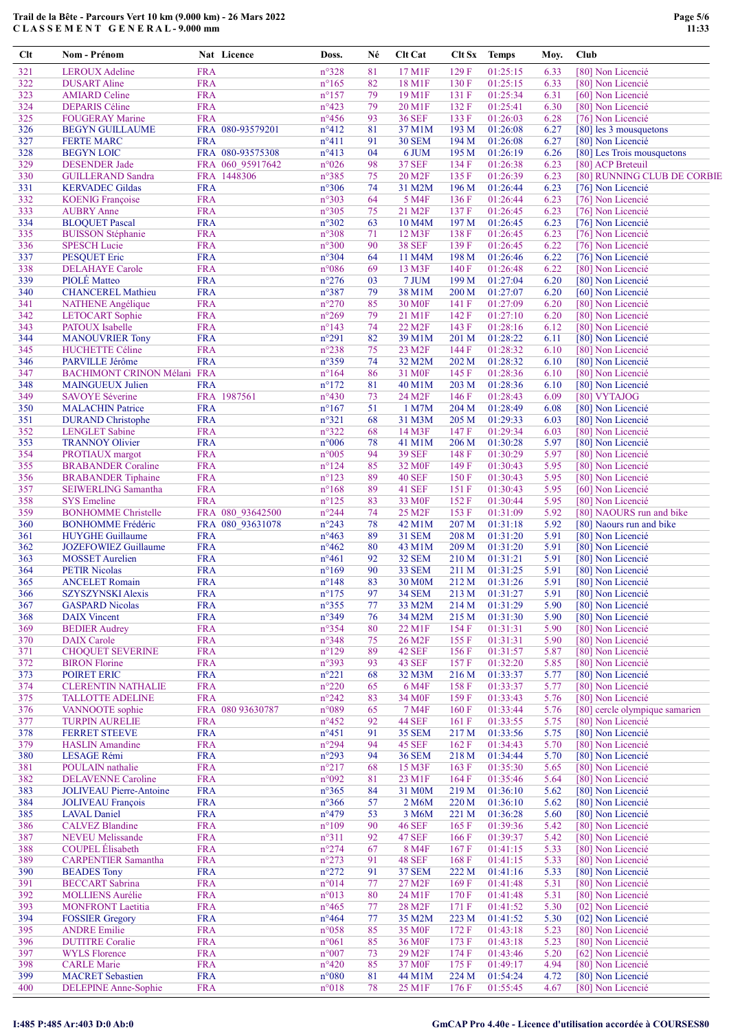**Trail de la Bête - Parcours Vert 10 km (9.000 km) - 26 Mars 2022**
**C L A S S E M E N T G E N E R A L - 9.000 mm**

| Clt | Nom - Prénom | Nat | Licence | Doss. | Né | Clt Cat | Clt Sx | Temps | Moy. | Club |
|---|---|---|---|---|---|---|---|---|---|---|
| 321 | LEROUX Adeline | FRA | | n°328 | 81 | 17 M1F | 129 F | 01:25:15 | 6.33 | [80] Non Licencié |
| 322 | DUSART Aline | FRA | | n°165 | 82 | 18 M1F | 130 F | 01:25:15 | 6.33 | [80] Non Licencié |
| 323 | AMIARD Celine | FRA | | n°157 | 79 | 19 M1F | 131 F | 01:25:34 | 6.31 | [60] Non Licencié |
| 324 | DEPARIS Céline | FRA | | n°423 | 79 | 20 M1F | 132 F | 01:25:41 | 6.30 | [80] Non Licencié |
| 325 | FOUGERAY Marine | FRA | | n°456 | 93 | 36 SEF | 133 F | 01:26:03 | 6.28 | [76] Non Licencié |
| 326 | BEGYN GUILLAUME | FRA | 080-93579201 | n°412 | 81 | 37 M1M | 193 M | 01:26:08 | 6.27 | [80] les 3 mousquetons |
| 327 | FERTE MARC | FRA | | n°411 | 91 | 30 SEM | 194 M | 01:26:08 | 6.27 | [80] Non Licencié |
| 328 | BEGYN LOIC | FRA | 080-93575308 | n°413 | 04 | 6 JUM | 195 M | 01:26:19 | 6.26 | [80] Les Trois mousquetons |
| 329 | DESENDER Jade | FRA | 060_95917642 | n°026 | 98 | 37 SEF | 134 F | 01:26:38 | 6.23 | [80] ACP Breteuil |
| 330 | GUILLERAND Sandra | FRA | 1448306 | n°385 | 75 | 20 M2F | 135 F | 01:26:39 | 6.23 | [80] RUNNING CLUB DE CORBIE |
| 331 | KERVADEC Gildas | FRA | | n°306 | 74 | 31 M2M | 196 M | 01:26:44 | 6.23 | [76] Non Licencié |
| 332 | KOENIG Françoise | FRA | | n°303 | 64 | 5 M4F | 136 F | 01:26:44 | 6.23 | [76] Non Licencié |
| 333 | AUBRY Anne | FRA | | n°305 | 75 | 21 M2F | 137 F | 01:26:45 | 6.23 | [76] Non Licencié |
| 334 | BLOQUET Pascal | FRA | | n°302 | 63 | 10 M4M | 197 M | 01:26:45 | 6.23 | [76] Non Licencié |
| 335 | BUISSON Stéphanie | FRA | | n°308 | 71 | 12 M3F | 138 F | 01:26:45 | 6.23 | [76] Non Licencié |
| 336 | SPESCH Lucie | FRA | | n°300 | 90 | 38 SEF | 139 F | 01:26:45 | 6.22 | [76] Non Licencié |
| 337 | PESQUET Eric | FRA | | n°304 | 64 | 11 M4M | 198 M | 01:26:46 | 6.22 | [76] Non Licencié |
| 338 | DELAHAYE Carole | FRA | | n°086 | 69 | 13 M3F | 140 F | 01:26:48 | 6.22 | [80] Non Licencié |
| 339 | PIOLÉ Matteo | FRA | | n°276 | 03 | 7 JUM | 199 M | 01:27:04 | 6.20 | [80] Non Licencié |
| 340 | CHANCEREL Mathieu | FRA | | n°387 | 79 | 38 M1M | 200 M | 01:27:07 | 6.20 | [60] Non Licencié |
| 341 | NATHENE Angélique | FRA | | n°270 | 85 | 30 M0F | 141 F | 01:27:09 | 6.20 | [80] Non Licencié |
| 342 | LETOCART Sophie | FRA | | n°269 | 79 | 21 M1F | 142 F | 01:27:10 | 6.20 | [80] Non Licencié |
| 343 | PATOUX Isabelle | FRA | | n°143 | 74 | 22 M2F | 143 F | 01:28:16 | 6.12 | [80] Non Licencié |
| 344 | MANOUVRIER Tony | FRA | | n°291 | 82 | 39 M1M | 201 M | 01:28:22 | 6.11 | [80] Non Licencié |
| 345 | HUCHETTE Céline | FRA | | n°238 | 75 | 23 M2F | 144 F | 01:28:32 | 6.10 | [80] Non Licencié |
| 346 | PARVILLE Jérôme | FRA | | n°359 | 74 | 32 M2M | 202 M | 01:28:32 | 6.10 | [80] Non Licencié |
| 347 | BACHIMONT CRINON Mélani | FRA | | n°164 | 86 | 31 M0F | 145 F | 01:28:36 | 6.10 | [80] Non Licencié |
| 348 | MAINGUEUX Julien | FRA | | n°172 | 81 | 40 M1M | 203 M | 01:28:36 | 6.10 | [80] Non Licencié |
| 349 | SAVOYE Séverine | FRA | 1987561 | n°430 | 73 | 24 M2F | 146 F | 01:28:43 | 6.09 | [80] VYTAJOG |
| 350 | MALACHIN Patrice | FRA | | n°167 | 51 | 1 M7M | 204 M | 01:28:49 | 6.08 | [80] Non Licencié |
| 351 | DURAND Christophe | FRA | | n°321 | 68 | 31 M3M | 205 M | 01:29:33 | 6.03 | [80] Non Licencié |
| 352 | LENGLET Sabine | FRA | | n°322 | 68 | 14 M3F | 147 F | 01:29:34 | 6.03 | [80] Non Licencié |
| 353 | TRANNOY Olivier | FRA | | n°006 | 78 | 41 M1M | 206 M | 01:30:28 | 5.97 | [80] Non Licencié |
| 354 | PROTIAUX margot | FRA | | n°005 | 94 | 39 SEF | 148 F | 01:30:29 | 5.97 | [80] Non Licencié |
| 355 | BRABANDER Coraline | FRA | | n°124 | 85 | 32 M0F | 149 F | 01:30:43 | 5.95 | [80] Non Licencié |
| 356 | BRABANDER Tiphaine | FRA | | n°123 | 89 | 40 SEF | 150 F | 01:30:43 | 5.95 | [80] Non Licencié |
| 357 | SEIWERLING Samantha | FRA | | n°168 | 89 | 41 SEF | 151 F | 01:30:43 | 5.95 | [60] Non Licencié |
| 358 | SYS Emeline | FRA | | n°125 | 83 | 33 M0F | 152 F | 01:30:44 | 5.95 | [80] Non Licencié |
| 359 | BONHOMME Christelle | FRA | 080_93642500 | n°244 | 74 | 25 M2F | 153 F | 01:31:09 | 5.92 | [80] NAOURS run and bike |
| 360 | BONHOMME Frédéric | FRA | 080_93631078 | n°243 | 78 | 42 M1M | 207 M | 01:31:18 | 5.92 | [80] Naours run and bike |
| 361 | HUYGHE Guillaume | FRA | | n°463 | 89 | 31 SEM | 208 M | 01:31:20 | 5.91 | [80] Non Licencié |
| 362 | JOZEFOWIEZ Guillaume | FRA | | n°462 | 80 | 43 M1M | 209 M | 01:31:20 | 5.91 | [80] Non Licencié |
| 363 | MOSSET Aurelien | FRA | | n°461 | 92 | 32 SEM | 210 M | 01:31:21 | 5.91 | [80] Non Licencié |
| 364 | PETIR Nicolas | FRA | | n°169 | 90 | 33 SEM | 211 M | 01:31:25 | 5.91 | [80] Non Licencié |
| 365 | ANCELET Romain | FRA | | n°148 | 83 | 30 M0M | 212 M | 01:31:26 | 5.91 | [80] Non Licencié |
| 366 | SZYSZYNSKI Alexis | FRA | | n°175 | 97 | 34 SEM | 213 M | 01:31:27 | 5.91 | [80] Non Licencié |
| 367 | GASPARD Nicolas | FRA | | n°355 | 77 | 33 M2M | 214 M | 01:31:29 | 5.90 | [80] Non Licencié |
| 368 | DAIX Vincent | FRA | | n°349 | 76 | 34 M2M | 215 M | 01:31:30 | 5.90 | [80] Non Licencié |
| 369 | BEDIER Audrey | FRA | | n°354 | 80 | 22 M1F | 154 F | 01:31:31 | 5.90 | [80] Non Licencié |
| 370 | DAIX Carole | FRA | | n°348 | 75 | 26 M2F | 155 F | 01:31:31 | 5.90 | [80] Non Licencié |
| 371 | CHOQUET SEVERINE | FRA | | n°129 | 89 | 42 SEF | 156 F | 01:31:57 | 5.87 | [80] Non Licencié |
| 372 | BIRON Florine | FRA | | n°393 | 93 | 43 SEF | 157 F | 01:32:20 | 5.85 | [80] Non Licencié |
| 373 | POIRET ERIC | FRA | | n°221 | 68 | 32 M3M | 216 M | 01:33:37 | 5.77 | [80] Non Licencié |
| 374 | CLERENTIN NATHALIE | FRA | | n°220 | 65 | 6 M4F | 158 F | 01:33:37 | 5.77 | [80] Non Licencié |
| 375 | TALLOTTE ADELINE | FRA | | n°242 | 83 | 34 M0F | 159 F | 01:33:43 | 5.76 | [80] Non Licencié |
| 376 | VANNOOTE sophie | FRA | 080 93630787 | n°089 | 65 | 7 M4F | 160 F | 01:33:44 | 5.76 | [80] cercle olympique samarien |
| 377 | TURPIN AURELIE | FRA | | n°452 | 92 | 44 SEF | 161 F | 01:33:55 | 5.75 | [80] Non Licencié |
| 378 | FERRET STEEVE | FRA | | n°451 | 91 | 35 SEM | 217 M | 01:33:56 | 5.75 | [80] Non Licencié |
| 379 | HASLIN Amandine | FRA | | n°294 | 94 | 45 SEF | 162 F | 01:34:43 | 5.70 | [80] Non Licencié |
| 380 | LESAGE Rémi | FRA | | n°293 | 94 | 36 SEM | 218 M | 01:34:44 | 5.70 | [80] Non Licencié |
| 381 | POULAIN nathalie | FRA | | n°217 | 68 | 15 M3F | 163 F | 01:35:30 | 5.65 | [80] Non Licencié |
| 382 | DELAVENNE Caroline | FRA | | n°092 | 81 | 23 M1F | 164 F | 01:35:46 | 5.64 | [80] Non Licencié |
| 383 | JOLIVEAU Pierre-Antoine | FRA | | n°365 | 84 | 31 M0M | 219 M | 01:36:10 | 5.62 | [80] Non Licencié |
| 384 | JOLIVEAU François | FRA | | n°366 | 57 | 2 M6M | 220 M | 01:36:10 | 5.62 | [80] Non Licencié |
| 385 | LAVAL Daniel | FRA | | n°479 | 53 | 3 M6M | 221 M | 01:36:28 | 5.60 | [80] Non Licencié |
| 386 | CALVEZ Blandine | FRA | | n°109 | 90 | 46 SEF | 165 F | 01:39:36 | 5.42 | [80] Non Licencié |
| 387 | NEVEU Melissande | FRA | | n°311 | 92 | 47 SEF | 166 F | 01:39:37 | 5.42 | [80] Non Licencié |
| 388 | COUPEL Élisabeth | FRA | | n°274 | 67 | 8 M4F | 167 F | 01:41:15 | 5.33 | [80] Non Licencié |
| 389 | CARPENTIER Samantha | FRA | | n°273 | 91 | 48 SEF | 168 F | 01:41:15 | 5.33 | [80] Non Licencié |
| 390 | BEADES Tony | FRA | | n°272 | 91 | 37 SEM | 222 M | 01:41:16 | 5.33 | [80] Non Licencié |
| 391 | BECCART Sabrina | FRA | | n°014 | 77 | 27 M2F | 169 F | 01:41:48 | 5.31 | [80] Non Licencié |
| 392 | MOLLIENS Aurélie | FRA | | n°013 | 80 | 24 M1F | 170 F | 01:41:48 | 5.31 | [80] Non Licencié |
| 393 | MONFRONT Laetitia | FRA | | n°465 | 77 | 28 M2F | 171 F | 01:41:52 | 5.30 | [02] Non Licencié |
| 394 | FOSSIER Gregory | FRA | | n°464 | 77 | 35 M2M | 223 M | 01:41:52 | 5.30 | [02] Non Licencié |
| 395 | ANDRE Emilie | FRA | | n°058 | 85 | 35 M0F | 172 F | 01:43:18 | 5.23 | [80] Non Licencié |
| 396 | DUTITRE Coralie | FRA | | n°061 | 85 | 36 M0F | 173 F | 01:43:18 | 5.23 | [80] Non Licencié |
| 397 | WYLS Florence | FRA | | n°007 | 73 | 29 M2F | 174 F | 01:43:46 | 5.20 | [62] Non Licencié |
| 398 | CARLE Marie | FRA | | n°420 | 85 | 37 M0F | 175 F | 01:49:17 | 4.94 | [80] Non Licencié |
| 399 | MACRET Sebastien | FRA | | n°080 | 81 | 44 M1M | 224 M | 01:54:24 | 4.72 | [80] Non Licencié |
| 400 | DELEPINE Anne-Sophie | FRA | | n°018 | 78 | 25 M1F | 176 F | 01:55:45 | 4.67 | [80] Non Licencié |

I:485 P:485 Ar:403 D:0 Ab:0

GmCAP Pro 4.40e - Licence d'utilisation accordée à COURSES80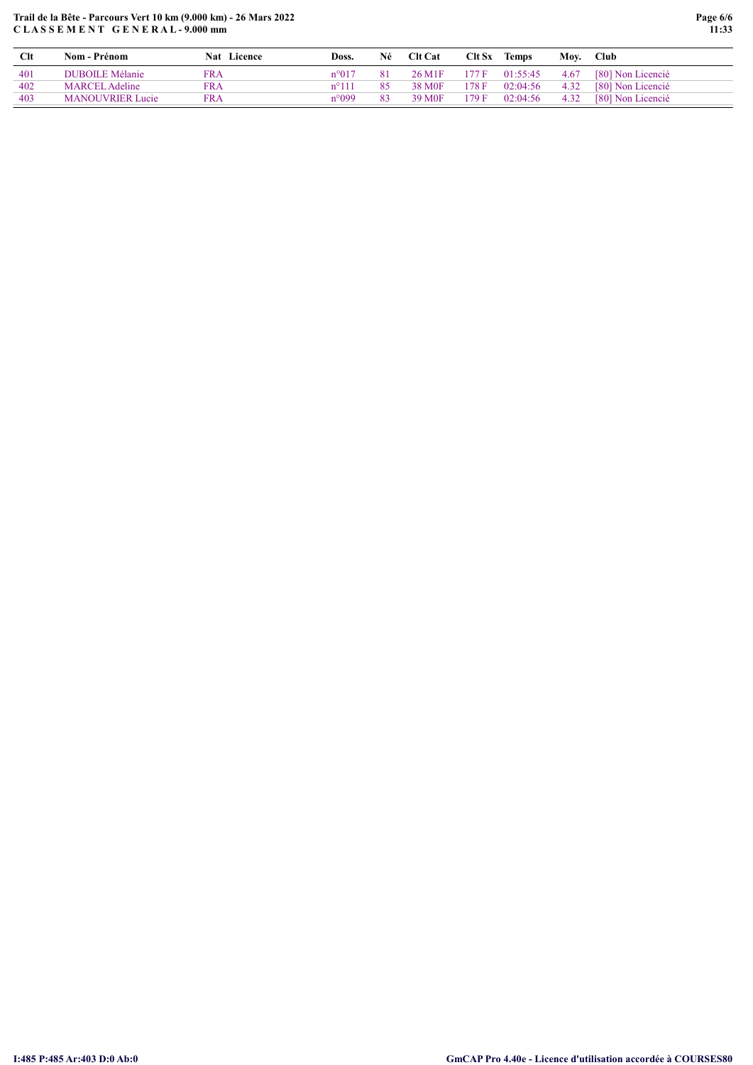**Trail de la Bête - Parcours Vert 10 km (9.000 km) - 26 Mars 2022**
**C L A S S E M E N T G E N E R A L - 9.000 mm**

| Clt | Nom - Prénom | Nat | Licence | Doss. | Né | Clt Cat | Clt Sx | Temps | Moy. | Club |
|---|---|---|---|---|---|---|---|---|---|---|
| 401 | DUBOILE Mélanie | FRA | | n°017 | 81 | 26 M1F | 177 F | 01:55:45 | 4.67 | [80] Non Licencié |
| 402 | MARCEL Adeline | FRA | | n°111 | 85 | 38 M0F | 178 F | 02:04:56 | 4.32 | [80] Non Licencié |
| 403 | MANOUVRIER Lucie | FRA | | n°099 | 83 | 39 M0F | 179 F | 02:04:56 | 4.32 | [80] Non Licencié |

I:485 P:485 Ar:403 D:0 Ab:0

GmCAP Pro 4.40e - Licence d'utilisation accordée à COURSES80